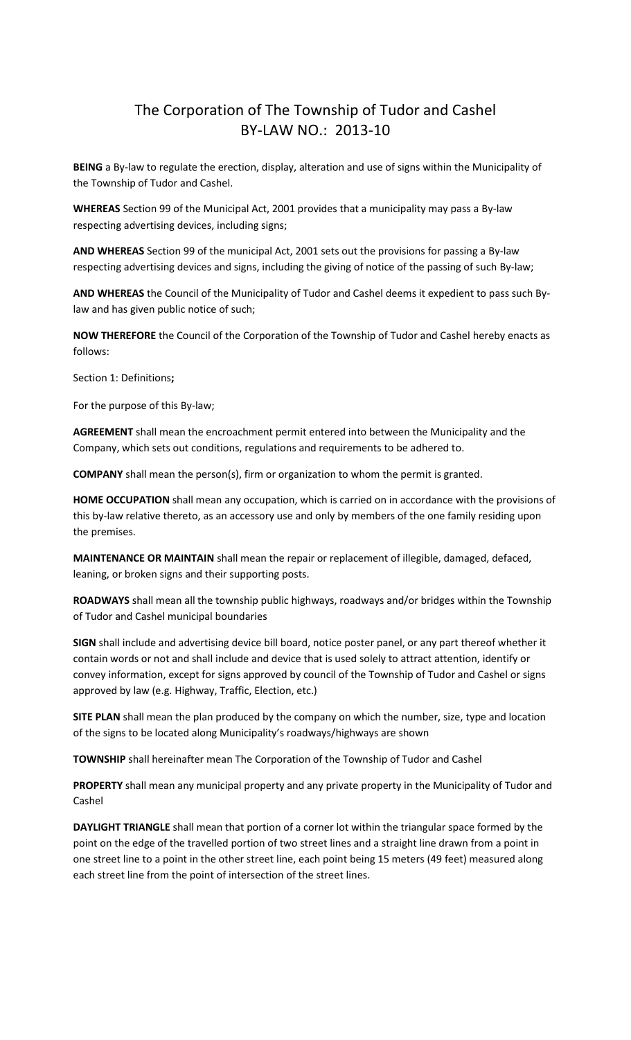# The Corporation of The Township of Tudor and Cashel
# BY-LAW NO.: 2013-10

**BEING** a By-law to regulate the erection, display, alteration and use of signs within the Municipality of the Township of Tudor and Cashel.

**WHEREAS** Section 99 of the Municipal Act, 2001 provides that a municipality may pass a By-law respecting advertising devices, including signs;

**AND WHEREAS** Section 99 of the municipal Act, 2001 sets out the provisions for passing a By-law respecting advertising devices and signs, including the giving of notice of the passing of such By-law;

**AND WHEREAS** the Council of the Municipality of Tudor and Cashel deems it expedient to pass such By-law and has given public notice of such;

**NOW THEREFORE** the Council of the Corporation of the Township of Tudor and Cashel hereby enacts as follows:

Section 1: Definitions**;**

For the purpose of this By-law;

**AGREEMENT** shall mean the encroachment permit entered into between the Municipality and the Company, which sets out conditions, regulations and requirements to be adhered to.

**COMPANY** shall mean the person(s), firm or organization to whom the permit is granted.

**HOME OCCUPATION** shall mean any occupation, which is carried on in accordance with the provisions of this by-law relative thereto, as an accessory use and only by members of the one family residing upon the premises.

**MAINTENANCE OR MAINTAIN** shall mean the repair or replacement of illegible, damaged, defaced, leaning, or broken signs and their supporting posts.

**ROADWAYS** shall mean all the township public highways, roadways and/or bridges within the Township of Tudor and Cashel municipal boundaries

**SIGN** shall include and advertising device bill board, notice poster panel, or any part thereof whether it contain words or not and shall include and device that is used solely to attract attention, identify or convey information, except for signs approved by council of the Township of Tudor and Cashel or signs approved by law (e.g. Highway, Traffic, Election, etc.)

**SITE PLAN** shall mean the plan produced by the company on which the number, size, type and location of the signs to be located along Municipality's roadways/highways are shown

**TOWNSHIP** shall hereinafter mean The Corporation of the Township of Tudor and Cashel

**PROPERTY** shall mean any municipal property and any private property in the Municipality of Tudor and Cashel

**DAYLIGHT TRIANGLE** shall mean that portion of a corner lot within the triangular space formed by the point on the edge of the travelled portion of two street lines and a straight line drawn from a point in one street line to a point in the other street line, each point being 15 meters (49 feet) measured along each street line from the point of intersection of the street lines.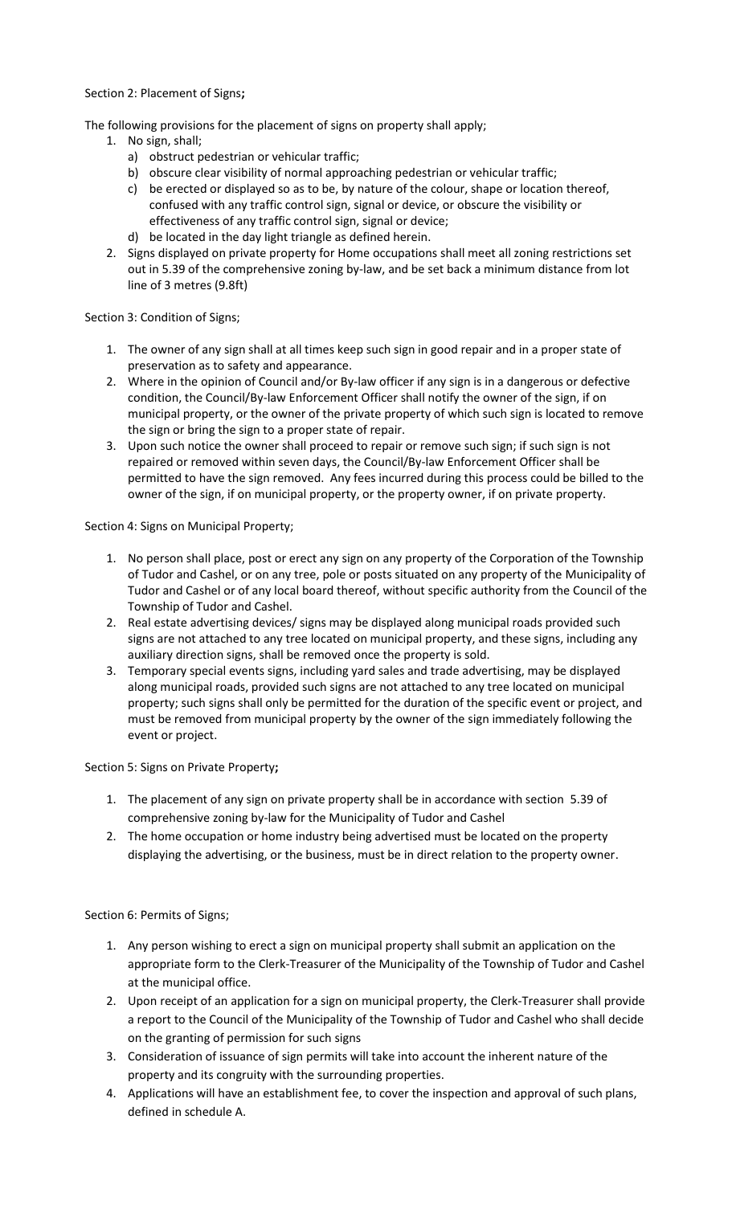Section 2: Placement of Signs**;**

The following provisions for the placement of signs on property shall apply;

1. No sign, shall;
   a) obstruct pedestrian or vehicular traffic;
   b) obscure clear visibility of normal approaching pedestrian or vehicular traffic;
   c) be erected or displayed so as to be, by nature of the colour, shape or location thereof, confused with any traffic control sign, signal or device, or obscure the visibility or effectiveness of any traffic control sign, signal or device;
   d) be located in the day light triangle as defined herein.
2. Signs displayed on private property for Home occupations shall meet all zoning restrictions set out in 5.39 of the comprehensive zoning by-law, and be set back a minimum distance from lot line of 3 metres (9.8ft)

Section 3: Condition of Signs;

1. The owner of any sign shall at all times keep such sign in good repair and in a proper state of preservation as to safety and appearance.
2. Where in the opinion of Council and/or By-law officer if any sign is in a dangerous or defective condition, the Council/By-law Enforcement Officer shall notify the owner of the sign, if on municipal property, or the owner of the private property of which such sign is located to remove the sign or bring the sign to a proper state of repair.
3. Upon such notice the owner shall proceed to repair or remove such sign; if such sign is not repaired or removed within seven days, the Council/By-law Enforcement Officer shall be permitted to have the sign removed. Any fees incurred during this process could be billed to the owner of the sign, if on municipal property, or the property owner, if on private property.

Section 4: Signs on Municipal Property;

1. No person shall place, post or erect any sign on any property of the Corporation of the Township of Tudor and Cashel, or on any tree, pole or posts situated on any property of the Municipality of Tudor and Cashel or of any local board thereof, without specific authority from the Council of the Township of Tudor and Cashel.
2. Real estate advertising devices/ signs may be displayed along municipal roads provided such signs are not attached to any tree located on municipal property, and these signs, including any auxiliary direction signs, shall be removed once the property is sold.
3. Temporary special events signs, including yard sales and trade advertising, may be displayed along municipal roads, provided such signs are not attached to any tree located on municipal property; such signs shall only be permitted for the duration of the specific event or project, and must be removed from municipal property by the owner of the sign immediately following the event or project.

Section 5: Signs on Private Property**;**

1. The placement of any sign on private property shall be in accordance with section 5.39 of comprehensive zoning by-law for the Municipality of Tudor and Cashel
2. The home occupation or home industry being advertised must be located on the property displaying the advertising, or the business, must be in direct relation to the property owner.

Section 6: Permits of Signs;

1. Any person wishing to erect a sign on municipal property shall submit an application on the appropriate form to the Clerk-Treasurer of the Municipality of the Township of Tudor and Cashel at the municipal office.
2. Upon receipt of an application for a sign on municipal property, the Clerk-Treasurer shall provide a report to the Council of the Municipality of the Township of Tudor and Cashel who shall decide on the granting of permission for such signs
3. Consideration of issuance of sign permits will take into account the inherent nature of the property and its congruity with the surrounding properties.
4. Applications will have an establishment fee, to cover the inspection and approval of such plans, defined in schedule A.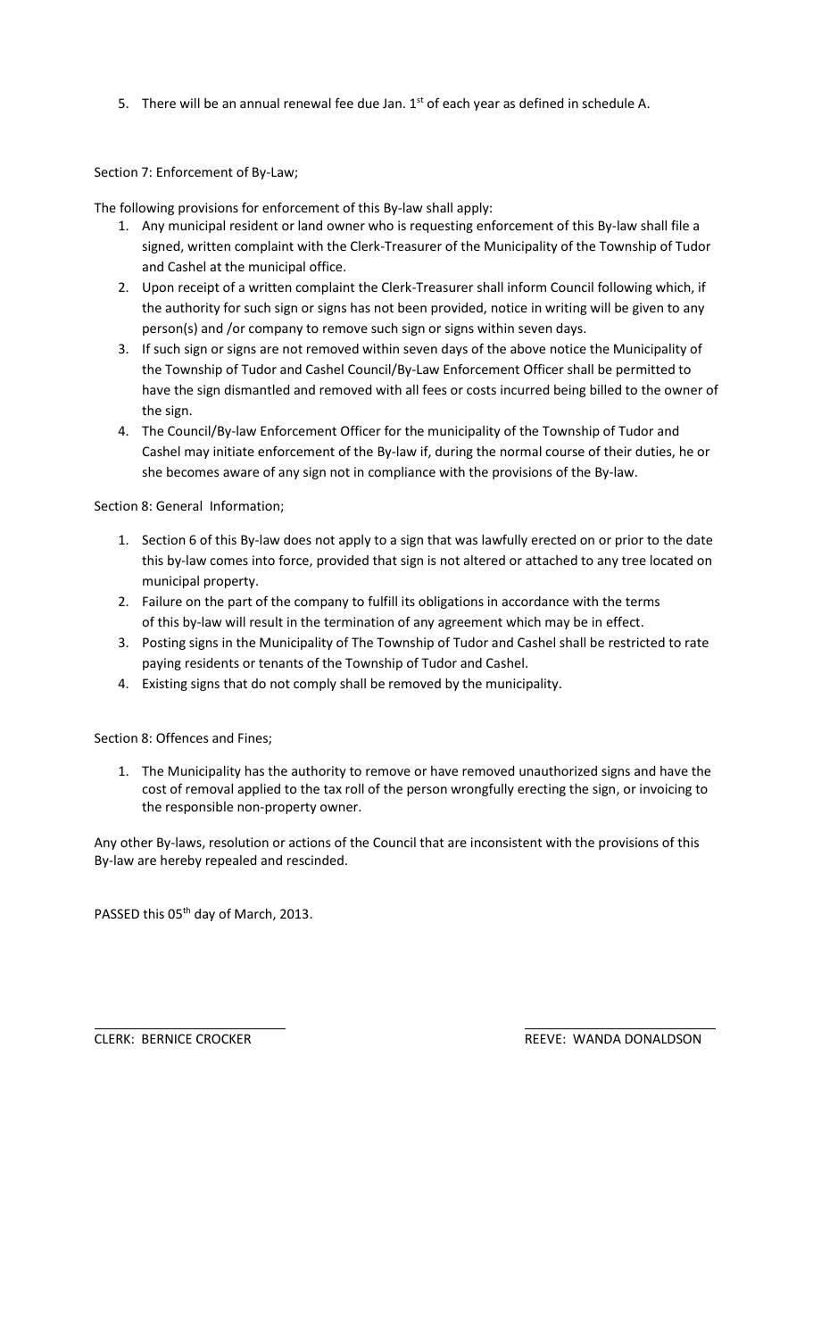5. There will be an annual renewal fee due Jan. 1st of each year as defined in schedule A.

Section 7: Enforcement of By-Law;

The following provisions for enforcement of this By-law shall apply:

1. Any municipal resident or land owner who is requesting enforcement of this By-law shall file a signed, written complaint with the Clerk-Treasurer of the Municipality of the Township of Tudor and Cashel at the municipal office.
2. Upon receipt of a written complaint the Clerk-Treasurer shall inform Council following which, if the authority for such sign or signs has not been provided, notice in writing will be given to any person(s) and /or company to remove such sign or signs within seven days.
3. If such sign or signs are not removed within seven days of the above notice the Municipality of the Township of Tudor and Cashel Council/By-Law Enforcement Officer shall be permitted to have the sign dismantled and removed with all fees or costs incurred being billed to the owner of the sign.
4. The Council/By-law Enforcement Officer for the municipality of the Township of Tudor and Cashel may initiate enforcement of the By-law if, during the normal course of their duties, he or she becomes aware of any sign not in compliance with the provisions of the By-law.

Section 8: General Information;

1. Section 6 of this By-law does not apply to a sign that was lawfully erected on or prior to the date this by-law comes into force, provided that sign is not altered or attached to any tree located on municipal property.
2. Failure on the part of the company to fulfill its obligations in accordance with the terms of this by-law will result in the termination of any agreement which may be in effect.
3. Posting signs in the Municipality of The Township of Tudor and Cashel shall be restricted to rate paying residents or tenants of the Township of Tudor and Cashel.
4. Existing signs that do not comply shall be removed by the municipality.

Section 8: Offences and Fines;

1. The Municipality has the authority to remove or have removed unauthorized signs and have the cost of removal applied to the tax roll of the person wrongfully erecting the sign, or invoicing to the responsible non-property owner.

Any other By-laws, resolution or actions of the Council that are inconsistent with the provisions of this By-law are hereby repealed and rescinded.

PASSED this 05th day of March, 2013.

CLERK: BERNICE CROCKER

REEVE: WANDA DONALDSON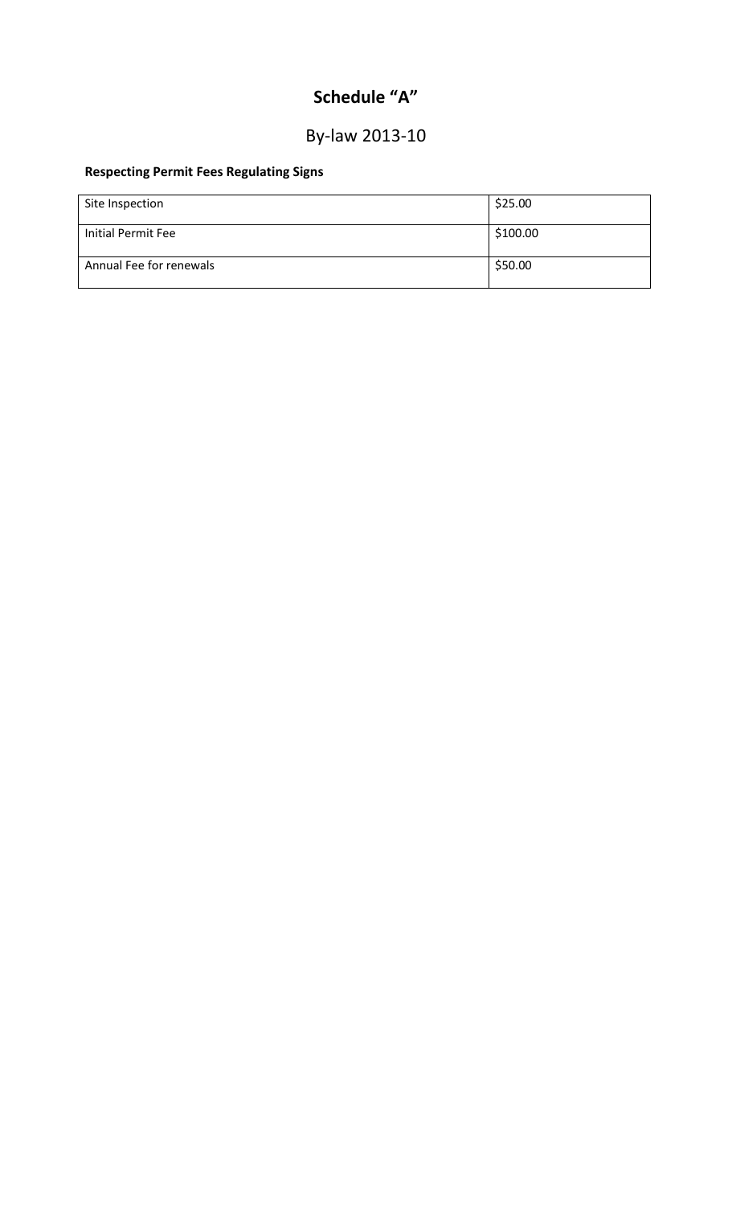# Schedule "A"

## By-law 2013-10

**Respecting Permit Fees Regulating Signs**

| | |
|---|---|
| Site Inspection | $25.00 |
| Initial Permit Fee | $100.00 |
| Annual Fee for renewals | $50.00 |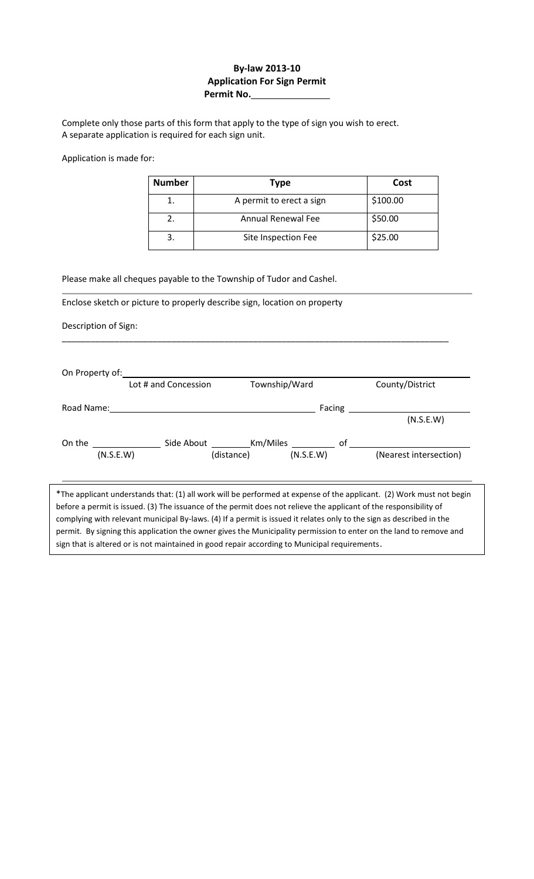**By-law 2013-10**
**Application For Sign Permit**
**Permit No.**\_\_\_\_\_\_\_\_\_\_\_\_\_\_\_

Complete only those parts of this form that apply to the type of sign you wish to erect.
A separate application is required for each sign unit.

Application is made for:

| Number | Type | Cost |
|---|---|---|
| 1. | A permit to erect a sign | $100.00 |
| 2. | Annual Renewal Fee | $50.00 |
| 3. | Site Inspection Fee | $25.00 |

Please make all cheques payable to the Township of Tudor and Cashel.

---

Enclose sketch or picture to properly describe sign, location on property

Description of Sign:

\_\_\_\_\_\_\_\_\_\_\_\_\_\_\_\_\_\_\_\_\_\_\_\_\_\_\_\_\_\_\_\_\_\_\_\_\_\_\_\_\_\_\_\_\_\_\_\_\_\_\_\_\_\_\_\_\_\_\_\_\_\_\_\_\_\_\_\_\_\_\_\_\_\_\_\_

On Property of: \_\_\_\_\_\_\_\_\_\_\_\_\_\_\_\_\_\_\_\_ \_\_\_\_\_\_\_\_\_\_\_\_\_\_\_\_\_\_\_\_ \_\_\_\_\_\_\_\_\_\_\_\_\_\_\_\_\_\_\_\_
Lot # and Concession Township/Ward County/District

Road Name: \_\_\_\_\_\_\_\_\_\_\_\_\_\_\_\_\_\_\_\_\_\_\_\_\_\_\_\_\_\_ Facing \_\_\_\_\_\_\_\_\_\_\_\_\_\_\_\_\_\_\_\_
(N.S.E.W)

On the \_\_\_\_\_\_\_\_\_\_ Side About \_\_\_\_\_\_\_ Km/Miles \_\_\_\_\_\_\_ of \_\_\_\_\_\_\_\_\_\_\_\_\_\_\_\_\_\_\_\_
(N.S.E.W) (distance) (N.S.E.W) (Nearest intersection)

---

*The applicant understands that: (1) all work will be performed at expense of the applicant. (2) Work must not begin before a permit is issued. (3) The issuance of the permit does not relieve the applicant of the responsibility of complying with relevant municipal By-laws. (4) If a permit is issued it relates only to the sign as described in the permit. By signing this application the owner gives the Municipality permission to enter on the land to remove and sign that is altered or is not maintained in good repair according to Municipal requirements.